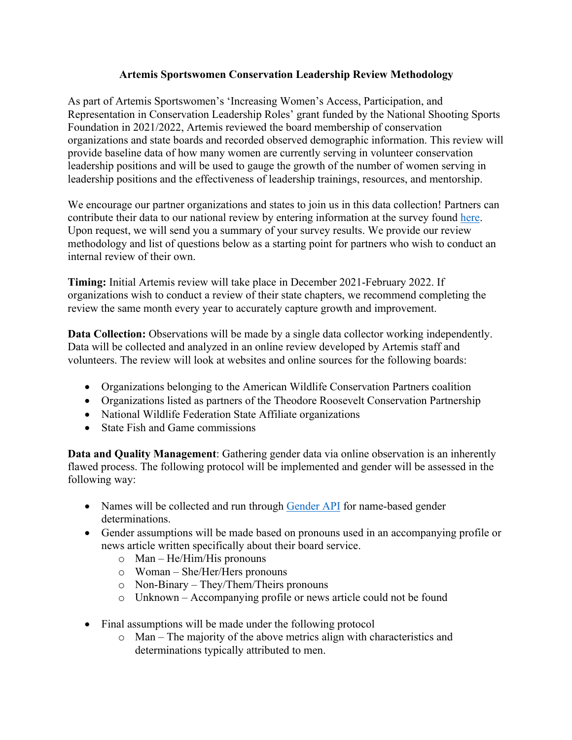# Artemis Sportswomen Conservation Leadership Review Methodology

As part of Artemis Sportswomen's 'Increasing Women's Access, Participation, and Representation in Conservation Leadership Roles' grant funded by the National Shooting Sports Foundation in 2021/2022, Artemis reviewed the board membership of conservation organizations and state boards and recorded observed demographic information. This review will provide baseline data of how many women are currently serving in volunteer conservation leadership positions and will be used to gauge the growth of the number of women serving in leadership positions and the effectiveness of leadership trainings, resources, and mentorship.

We encourage our partner organizations and states to join us in this data collection! Partners can contribute their data to our national review by entering information at the survey found here. Upon request, we will send you a summary of your survey results. We provide our review methodology and list of questions below as a starting point for partners who wish to conduct an internal review of their own.

**Timing:** Initial Artemis review will take place in December 2021-February 2022. If organizations wish to conduct a review of their state chapters, we recommend completing the review the same month every year to accurately capture growth and improvement.

**Data Collection:** Observations will be made by a single data collector working independently. Data will be collected and analyzed in an online review developed by Artemis staff and volunteers. The review will look at websites and online sources for the following boards:

- Organizations belonging to the American Wildlife Conservation Partners coalition
- Organizations listed as partners of the Theodore Roosevelt Conservation Partnership
- National Wildlife Federation State Affiliate organizations
- State Fish and Game commissions

**Data and Quality Management**: Gathering gender data via online observation is an inherently flawed process. The following protocol will be implemented and gender will be assessed in the following way:

- Names will be collected and run through Gender API for name-based gender determinations.
- Gender assumptions will be made based on pronouns used in an accompanying profile or news article written specifically about their board service.
  - Man – He/Him/His pronouns
  - Woman – She/Her/Hers pronouns
  - Non-Binary – They/Them/Theirs pronouns
  - Unknown – Accompanying profile or news article could not be found
- Final assumptions will be made under the following protocol
  - Man – The majority of the above metrics align with characteristics and determinations typically attributed to men.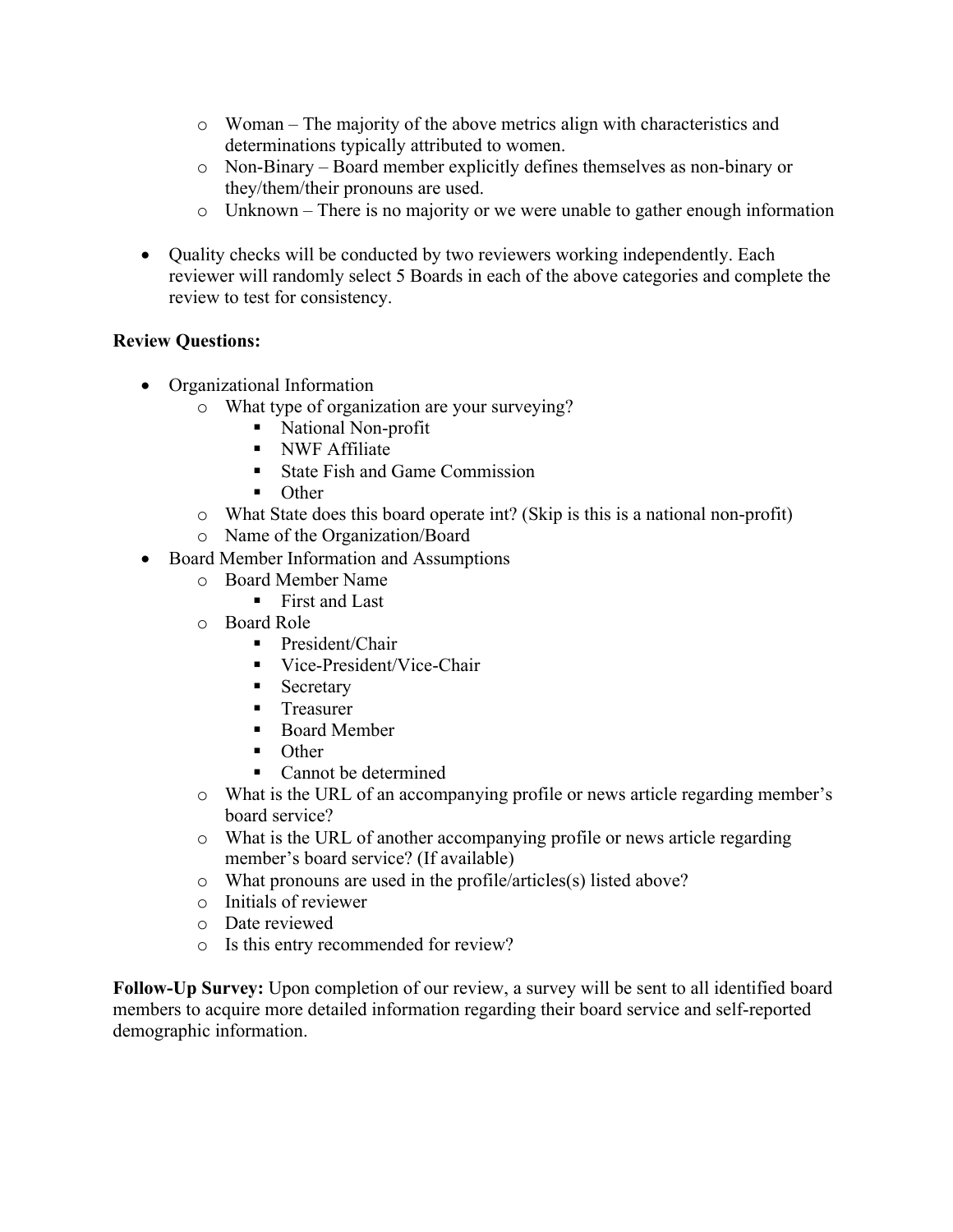- Woman – The majority of the above metrics align with characteristics and determinations typically attributed to women.
    - Non-Binary – Board member explicitly defines themselves as non-binary or they/them/their pronouns are used.
    - Unknown – There is no majority or we were unable to gather enough information

- Quality checks will be conducted by two reviewers working independently. Each reviewer will randomly select 5 Boards in each of the above categories and complete the review to test for consistency.

**Review Questions:**

- Organizational Information
    - What type of organization are your surveying?
        - National Non-profit
        - NWF Affiliate
        - State Fish and Game Commission
        - Other
    - What State does this board operate int? (Skip is this is a national non-profit)
    - Name of the Organization/Board
- Board Member Information and Assumptions
    - Board Member Name
        - First and Last
    - Board Role
        - President/Chair
        - Vice-President/Vice-Chair
        - Secretary
        - Treasurer
        - Board Member
        - Other
        - Cannot be determined
    - What is the URL of an accompanying profile or news article regarding member's board service?
    - What is the URL of another accompanying profile or news article regarding member's board service? (If available)
    - What pronouns are used in the profile/articles(s) listed above?
    - Initials of reviewer
    - Date reviewed
    - Is this entry recommended for review?

**Follow-Up Survey:** Upon completion of our review, a survey will be sent to all identified board members to acquire more detailed information regarding their board service and self-reported demographic information.